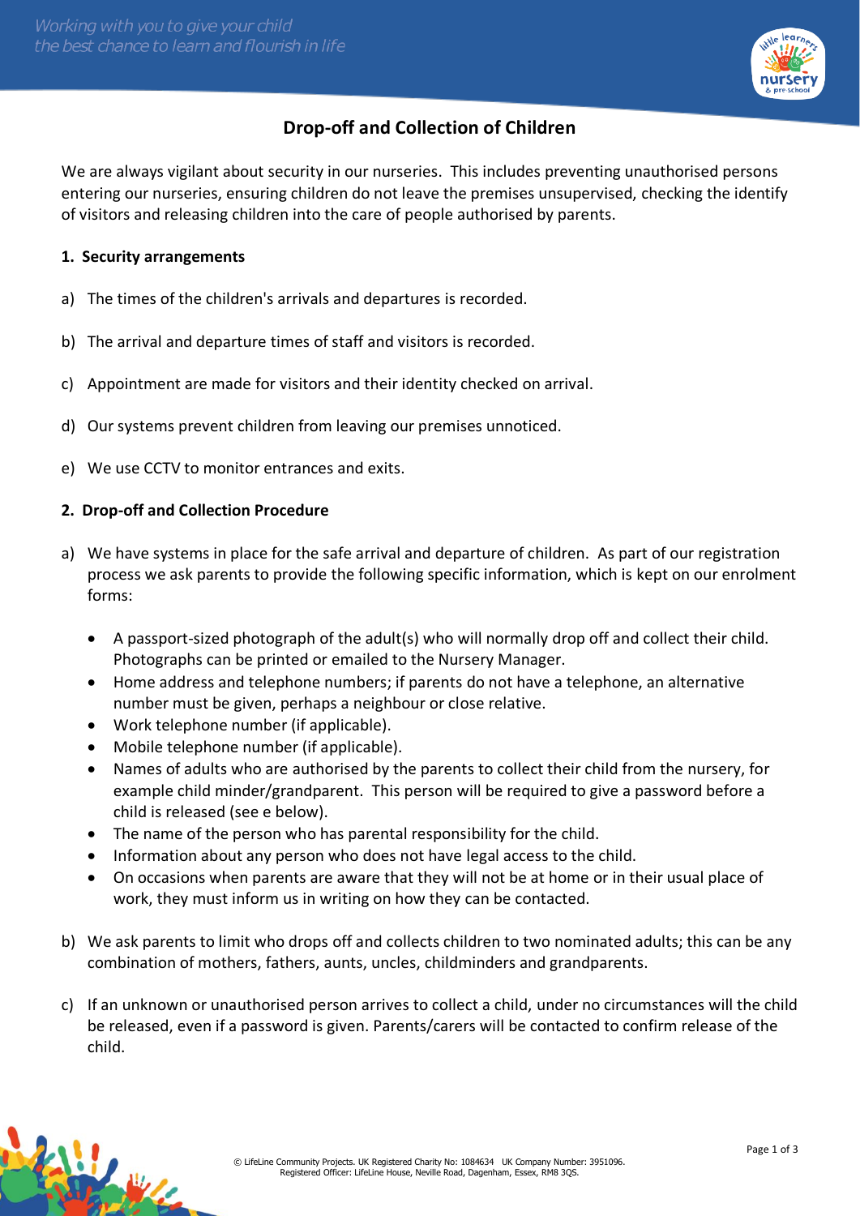# Drop-off and Collection of Children

We are always vigilant about security in our nurseries. This includes preventing unauthorised persons entering our nurseries, ensuring children do not leave the premises unsupervised, checking the identify of visitors and releasing children into the care of people authorised by parents.

## 1. Security arrangements

a) The times of the children's arrivals and departures is recorded.

b) The arrival and departure times of staff and visitors is recorded.

c) Appointment are made for visitors and their identity checked on arrival.

d) Our systems prevent children from leaving our premises unnoticed.

e) We use CCTV to monitor entrances and exits.

## 2. Drop-off and Collection Procedure

a) We have systems in place for the safe arrival and departure of children. As part of our registration process we ask parents to provide the following specific information, which is kept on our enrolment forms:

- A passport-sized photograph of the adult(s) who will normally drop off and collect their child. Photographs can be printed or emailed to the Nursery Manager.
- Home address and telephone numbers; if parents do not have a telephone, an alternative number must be given, perhaps a neighbour or close relative.
- Work telephone number (if applicable).
- Mobile telephone number (if applicable).
- Names of adults who are authorised by the parents to collect their child from the nursery, for example child minder/grandparent. This person will be required to give a password before a child is released (see e below).
- The name of the person who has parental responsibility for the child.
- Information about any person who does not have legal access to the child.
- On occasions when parents are aware that they will not be at home or in their usual place of work, they must inform us in writing on how they can be contacted.

b) We ask parents to limit who drops off and collects children to two nominated adults; this can be any combination of mothers, fathers, aunts, uncles, childminders and grandparents.

c) If an unknown or unauthorised person arrives to collect a child, under no circumstances will the child be released, even if a password is given. Parents/carers will be contacted to confirm release of the child.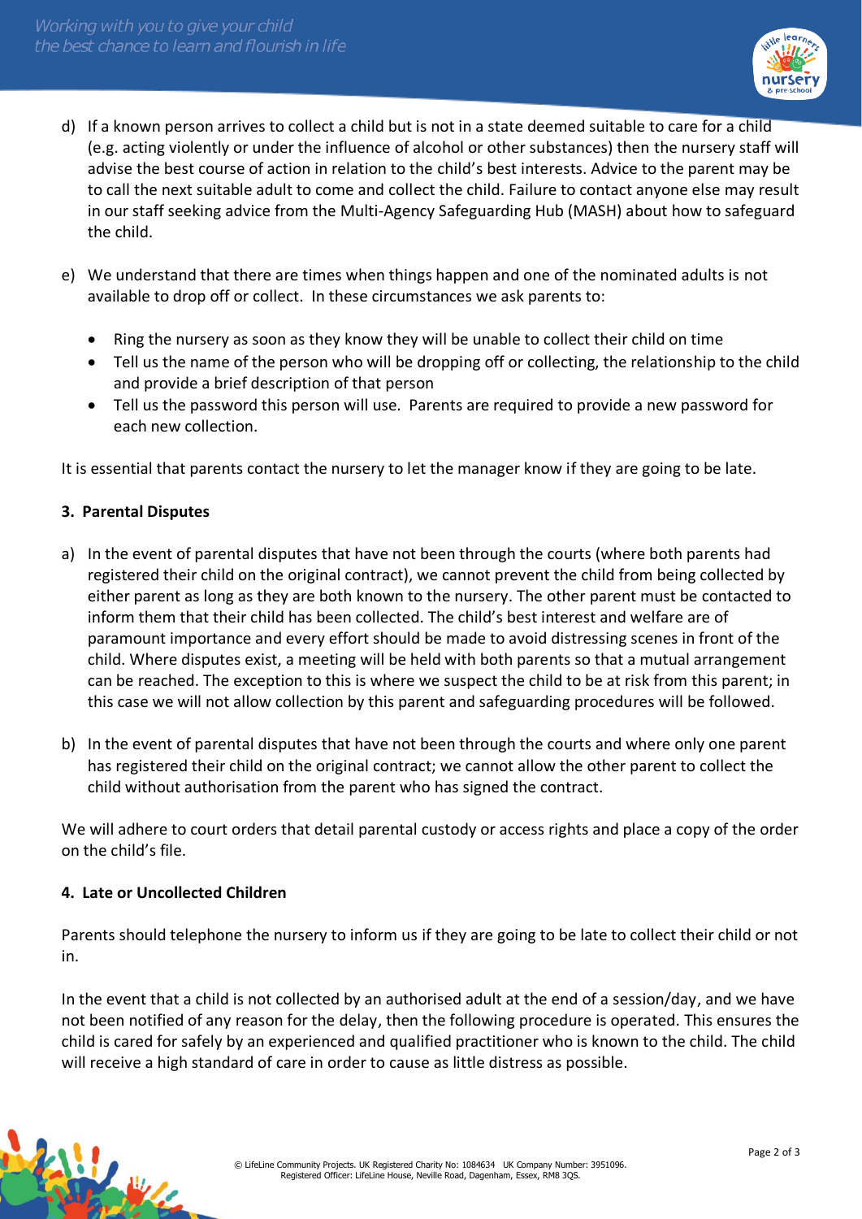d) If a known person arrives to collect a child but is not in a state deemed suitable to care for a child (e.g. acting violently or under the influence of alcohol or other substances) then the nursery staff will advise the best course of action in relation to the child's best interests. Advice to the parent may be to call the next suitable adult to come and collect the child. Failure to contact anyone else may result in our staff seeking advice from the Multi-Agency Safeguarding Hub (MASH) about how to safeguard the child.

e) We understand that there are times when things happen and one of the nominated adults is not available to drop off or collect. In these circumstances we ask parents to:

- Ring the nursery as soon as they know they will be unable to collect their child on time
- Tell us the name of the person who will be dropping off or collecting, the relationship to the child and provide a brief description of that person
- Tell us the password this person will use. Parents are required to provide a new password for each new collection.

It is essential that parents contact the nursery to let the manager know if they are going to be late.

**3. Parental Disputes**

a) In the event of parental disputes that have not been through the courts (where both parents had registered their child on the original contract), we cannot prevent the child from being collected by either parent as long as they are both known to the nursery. The other parent must be contacted to inform them that their child has been collected. The child's best interest and welfare are of paramount importance and every effort should be made to avoid distressing scenes in front of the child. Where disputes exist, a meeting will be held with both parents so that a mutual arrangement can be reached. The exception to this is where we suspect the child to be at risk from this parent; in this case we will not allow collection by this parent and safeguarding procedures will be followed.

b) In the event of parental disputes that have not been through the courts and where only one parent has registered their child on the original contract; we cannot allow the other parent to collect the child without authorisation from the parent who has signed the contract.

We will adhere to court orders that detail parental custody or access rights and place a copy of the order on the child's file.

**4. Late or Uncollected Children**

Parents should telephone the nursery to inform us if they are going to be late to collect their child or not in.

In the event that a child is not collected by an authorised adult at the end of a session/day, and we have not been notified of any reason for the delay, then the following procedure is operated. This ensures the child is cared for safely by an experienced and qualified practitioner who is known to the child. The child will receive a high standard of care in order to cause as little distress as possible.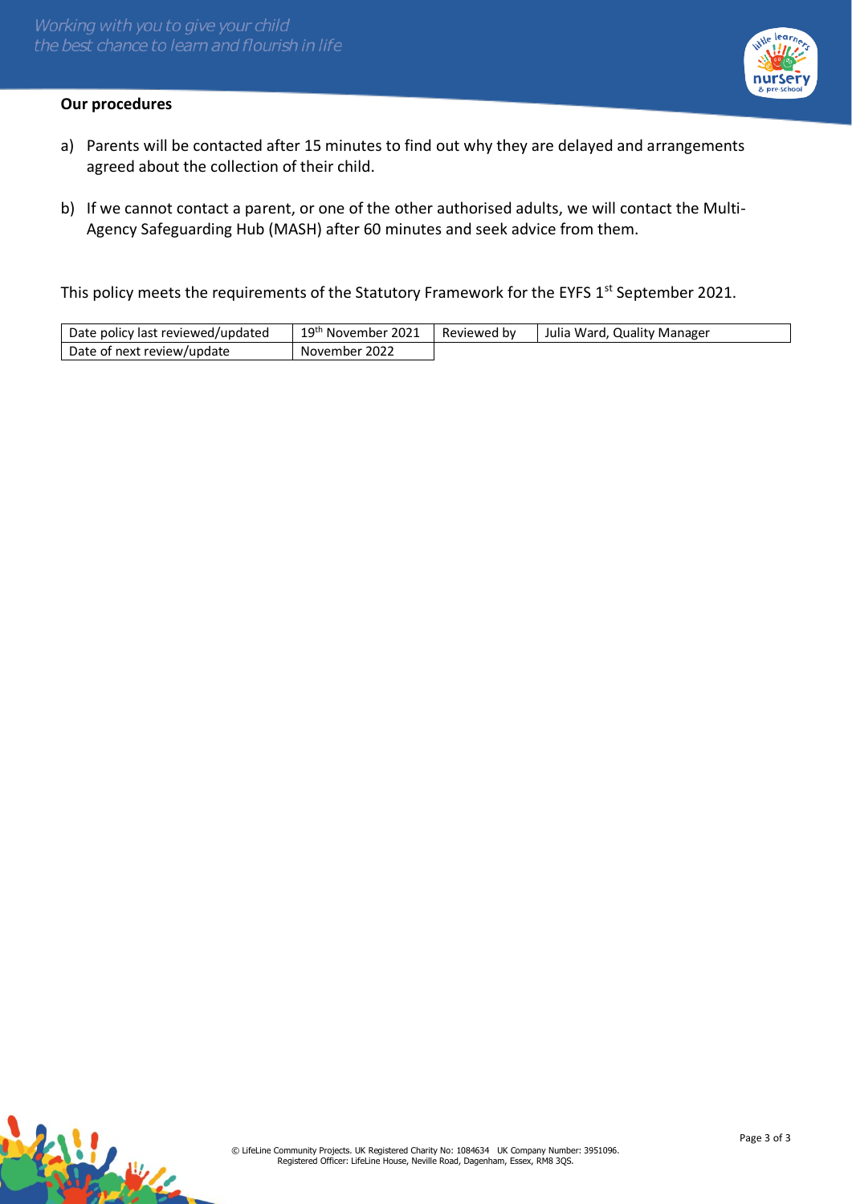**Our procedures**

a) Parents will be contacted after 15 minutes to find out why they are delayed and arrangements agreed about the collection of their child.

b) If we cannot contact a parent, or one of the other authorised adults, we will contact the Multi-Agency Safeguarding Hub (MASH) after 60 minutes and seek advice from them.

This policy meets the requirements of the Statutory Framework for the EYFS 1st September 2021.

| | | | |
|---|---|---|---|
| Date policy last reviewed/updated | 19th November 2021 | Reviewed by | Julia Ward, Quality Manager |
| Date of next review/update | November 2022 | | |

© LifeLine Community Projects. UK Registered Charity No: 1084634 UK Company Number: 3951096.
Registered Officer: LifeLine House, Neville Road, Dagenham, Essex, RM8 3QS.